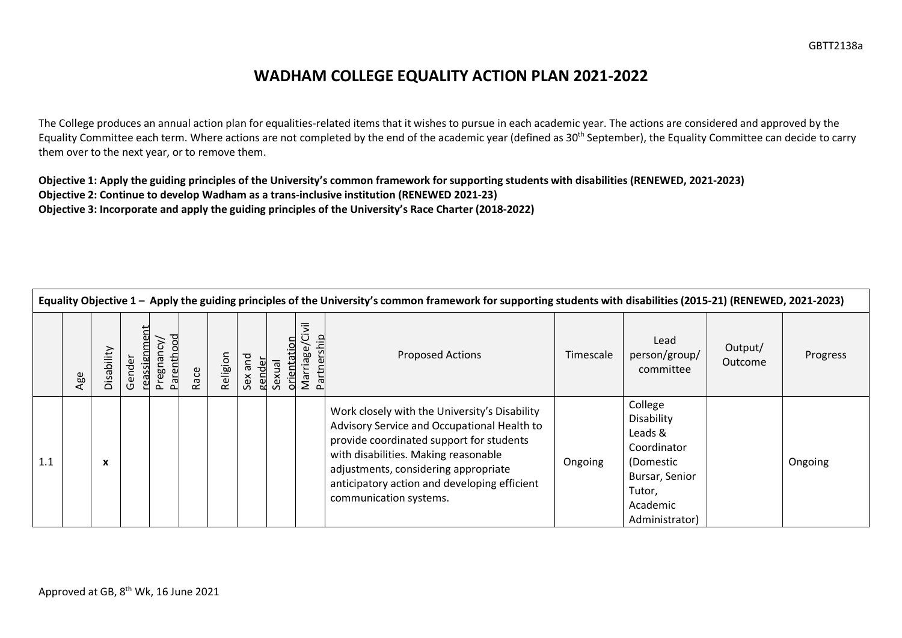# WADHAM COLLEGE EQUALITY ACTION PLAN 2021-2022

The College produces an annual action plan for equalities-related items that it wishes to pursue in each academic year. The actions are considered and approved by the Equality Committee each term. Where actions are not completed by the end of the academic year (defined as 30th September), the Equality Committee can decide to carry them over to the next year, or to remove them.

**Objective 1: Apply the guiding principles of the University's common framework for supporting students with disabilities (RENEWED, 2021-2023)**
**Objective 2: Continue to develop Wadham as a trans-inclusive institution (RENEWED 2021-23)**
**Objective 3: Incorporate and apply the guiding principles of the University's Race Charter (2018-2022)**

**Equality Objective 1 – Apply the guiding principles of the University's common framework for supporting students with disabilities (2015-21) (RENEWED, 2021-2023)**

| | Age | Disability | Gender reassignment | Pregnancy/ Parenthood | Race | Religion | Sex and gender | Sexual orientation | Marriage/Civil Partnership | Proposed Actions | Timescale | Lead person/group/ committee | Output/ Outcome | Progress |
|---|---|---|---|---|---|---|---|---|---|---|---|---|---|---|
| 1.1 | | x | | | | | | | | Work closely with the University's Disability Advisory Service and Occupational Health to provide coordinated support for students with disabilities. Making reasonable adjustments, considering appropriate anticipatory action and developing efficient communication systems. | Ongoing | College Disability Leads & Coordinator (Domestic Bursar, Senior Tutor, Academic Administrator) | | Ongoing |

Approved at GB, 8th Wk, 16 June 2021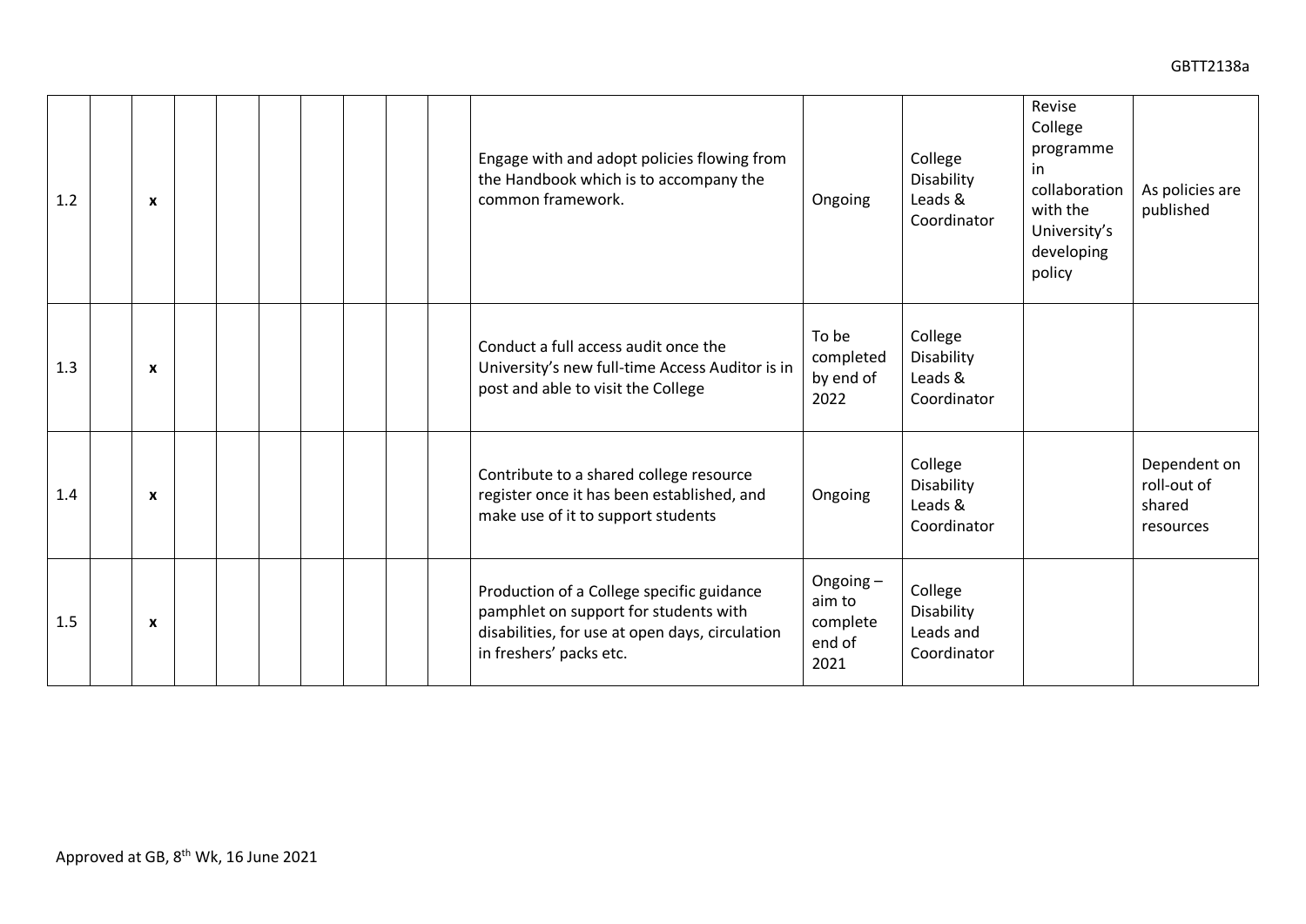| | | | | | | | | | | | | | | |
|---|---|---|---|---|---|---|---|---|---|---|---|---|---|---|
| 1.2 | | x | | | | | | | | Engage with and adopt policies flowing from the Handbook which is to accompany the common framework. | Ongoing | College Disability Leads & Coordinator | Revise College programme in collaboration with the University's developing policy | As policies are published |
| 1.3 | | x | | | | | | | | Conduct a full access audit once the University's new full-time Access Auditor is in post and able to visit the College | To be completed by end of 2022 | College Disability Leads & Coordinator | | |
| 1.4 | | x | | | | | | | | Contribute to a shared college resource register once it has been established, and make use of it to support students | Ongoing | College Disability Leads & Coordinator | | Dependent on roll-out of shared resources |
| 1.5 | | x | | | | | | | | Production of a College specific guidance pamphlet on support for students with disabilities, for use at open days, circulation in freshers' packs etc. | Ongoing – aim to complete end of 2021 | College Disability Leads and Coordinator | | |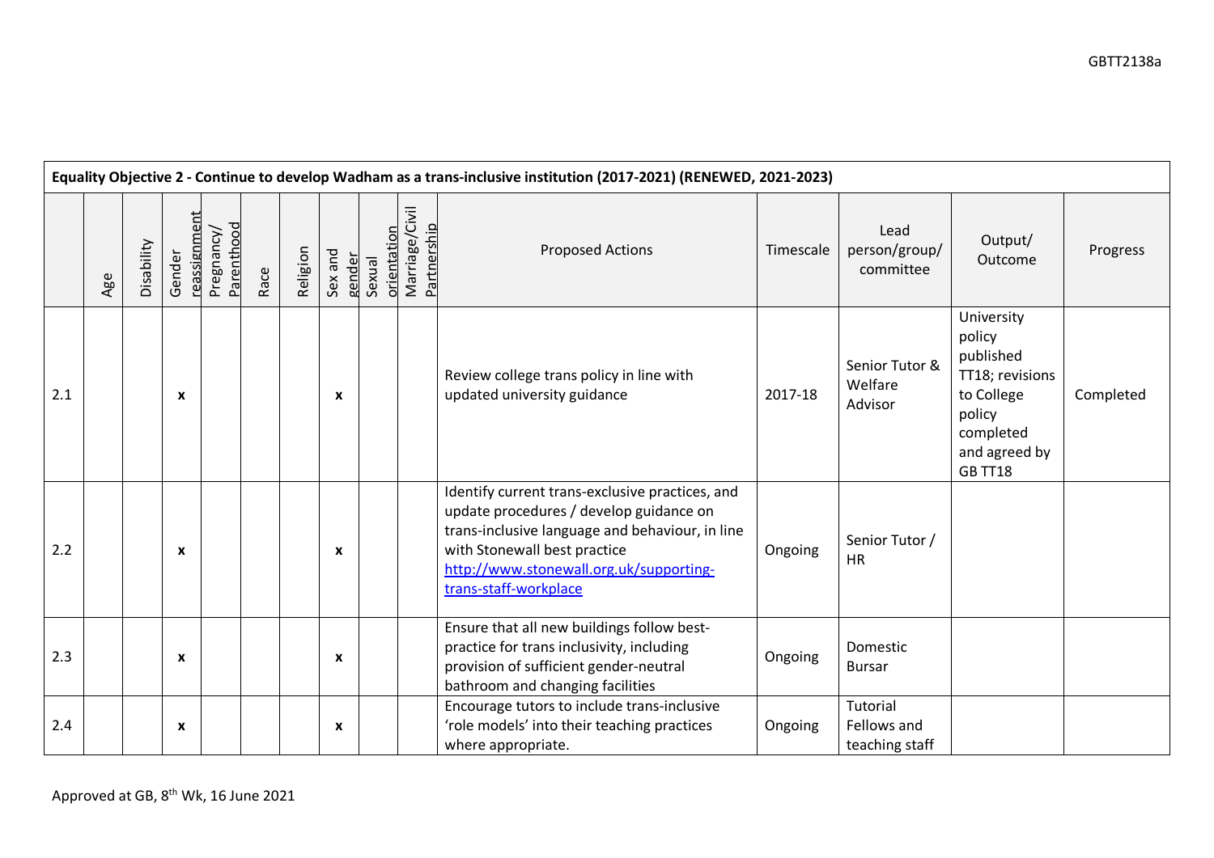| Equality Objective 2 - Continue to develop Wadham as a trans-inclusive institution (2017-2021) (RENEWED, 2021-2023) | | | | | | | | | | | | | | |
|---|---|---|---|---|---|---|---|---|---|---|---|---|---|---|
| | Age | Disability | Gender reassignment | Pregnancy/ Parenthood | Race | Religion | Sex and gender | Sexual orientation | Marriage/Civil Partnership | Proposed Actions | Timescale | Lead person/group/ committee | Output/ Outcome | Progress |
| 2.1 | | | x | | | | x | | | Review college trans policy in line with updated university guidance | 2017-18 | Senior Tutor & Welfare Advisor | University policy published TT18; revisions to College policy completed and agreed by GB TT18 | Completed |
| 2.2 | | | x | | | | x | | | Identify current trans-exclusive practices, and update procedures / develop guidance on trans-inclusive language and behaviour, in line with Stonewall best practice http://www.stonewall.org.uk/supporting-trans-staff-workplace | Ongoing | Senior Tutor / HR | | |
| 2.3 | | | x | | | | x | | | Ensure that all new buildings follow best-practice for trans inclusivity, including provision of sufficient gender-neutral bathroom and changing facilities | Ongoing | Domestic Bursar | | |
| 2.4 | | | x | | | | x | | | Encourage tutors to include trans-inclusive 'role models' into their teaching practices where appropriate. | Ongoing | Tutorial Fellows and teaching staff | | |

Approved at GB, 8th Wk, 16 June 2021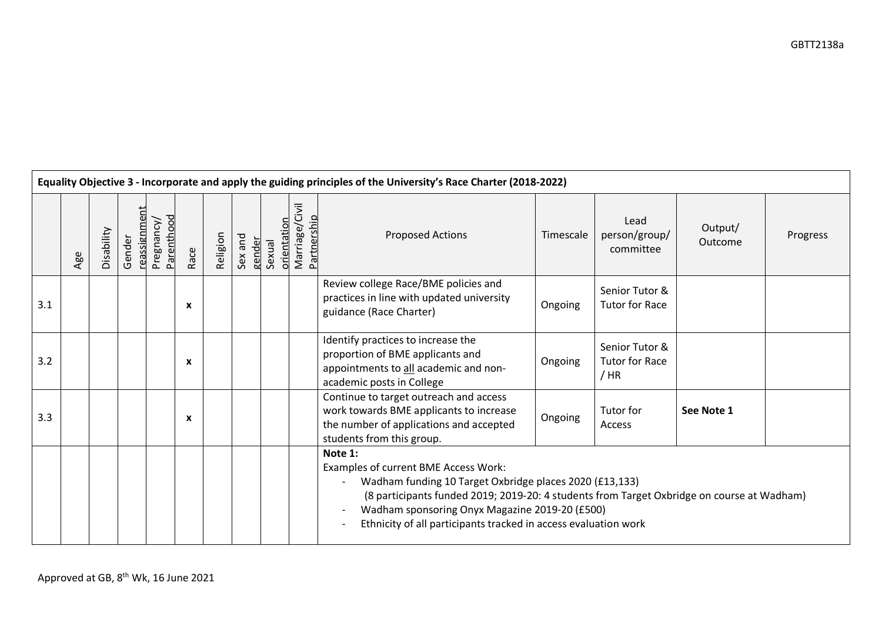| Equality Objective 3 - Incorporate and apply the guiding principles of the University's Race Charter (2018-2022) | | | | | | | | | | | | | | | |
|---|---|---|---|---|---|---|---|---|---|---|---|---|---|---|---|
| | Age | Disability | Gender reassignment | Pregnancy/ Parenthood | Race | Religion | Sex and gender | Sexual orientation | Marriage/Civil Partnership | Proposed Actions | Timescale | Lead person/group/ committee | Output/ Outcome | Progress |
| 3.1 | | | | | x | | | | | Review college Race/BME policies and practices in line with updated university guidance (Race Charter) | Ongoing | Senior Tutor & Tutor for Race | | |
| 3.2 | | | | | x | | | | | Identify practices to increase the proportion of BME applicants and appointments to <u>all</u> academic and non-academic posts in College | Ongoing | Senior Tutor & Tutor for Race / HR | | |
| 3.3 | | | | | x | | | | | Continue to target outreach and access work towards BME applicants to increase the number of applications and accepted students from this group. | Ongoing | Tutor for Access | **See Note 1** | |
| | | | | | | | | | | **Note 1:** Examples of current BME Access Work: - Wadham funding 10 Target Oxbridge places 2020 (£13,133) (8 participants funded 2019; 2019-20: 4 students from Target Oxbridge on course at Wadham) - Wadham sponsoring Onyx Magazine 2019-20 (£500) - Ethnicity of all participants tracked in access evaluation work | | | | |

Approved at GB, 8th Wk, 16 June 2021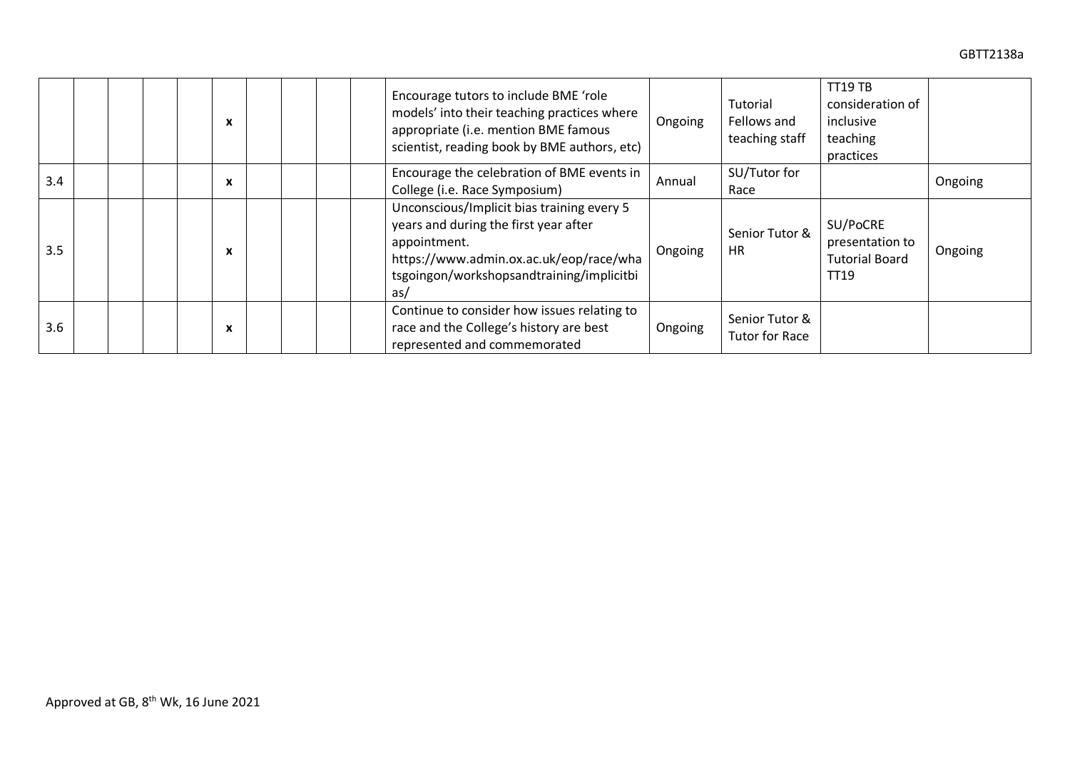| | | | | | | | | | | | | | | |
|---|---|---|---|---|---|---|---|---|---|---|---|---|---|---|
| | | | | | x | | | | | Encourage tutors to include BME 'role models' into their teaching practices where appropriate (i.e. mention BME famous scientist, reading book by BME authors, etc) | Ongoing | Tutorial Fellows and teaching staff | TT19 TB consideration of inclusive teaching practices | |
| 3.4 | | | | | x | | | | | Encourage the celebration of BME events in College (i.e. Race Symposium) | Annual | SU/Tutor for Race | | Ongoing |
| 3.5 | | | | | x | | | | | Unconscious/Implicit bias training every 5 years and during the first year after appointment. https://www.admin.ox.ac.uk/eop/race/whatsgoingon/workshopsandtraining/implicitbias/ | Ongoing | Senior Tutor & HR | SU/PoCRE presentation to Tutorial Board TT19 | Ongoing |
| 3.6 | | | | | x | | | | | Continue to consider how issues relating to race and the College's history are best represented and commemorated | Ongoing | Senior Tutor & Tutor for Race | | |

Approved at GB, 8th Wk, 16 June 2021